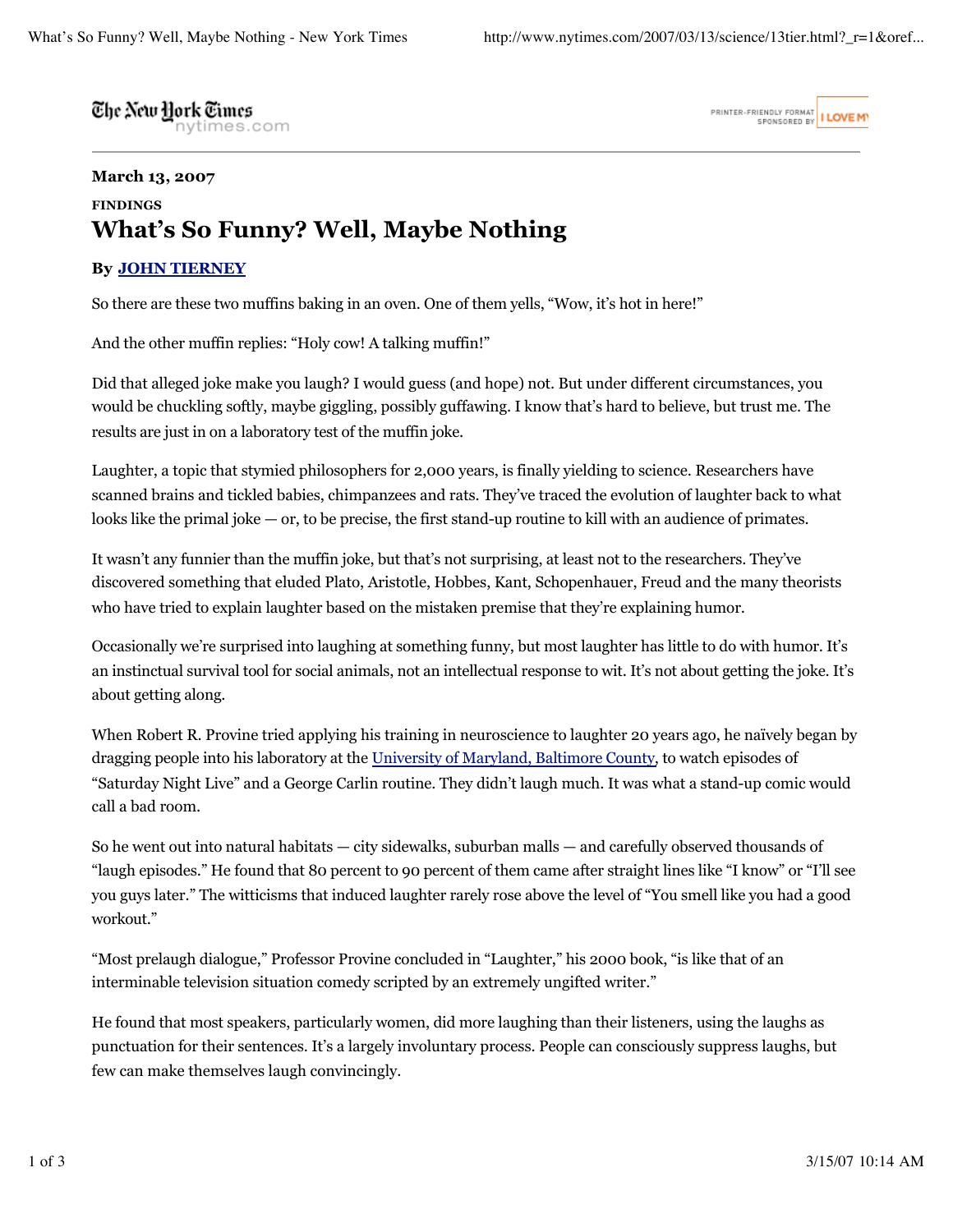March 13, 2007

FINDINGS

# What's So Funny? Well, Maybe Nothing

**By JOHN TIERNEY**

So there are these two muffins baking in an oven. One of them yells, "Wow, it's hot in here!"

And the other muffin replies: "Holy cow! A talking muffin!"

Did that alleged joke make you laugh? I would guess (and hope) not. But under different circumstances, you would be chuckling softly, maybe giggling, possibly guffawing. I know that's hard to believe, but trust me. The results are just in on a laboratory test of the muffin joke.

Laughter, a topic that stymied philosophers for 2,000 years, is finally yielding to science. Researchers have scanned brains and tickled babies, chimpanzees and rats. They've traced the evolution of laughter back to what looks like the primal joke — or, to be precise, the first stand-up routine to kill with an audience of primates.

It wasn't any funnier than the muffin joke, but that's not surprising, at least not to the researchers. They've discovered something that eluded Plato, Aristotle, Hobbes, Kant, Schopenhauer, Freud and the many theorists who have tried to explain laughter based on the mistaken premise that they're explaining humor.

Occasionally we're surprised into laughing at something funny, but most laughter has little to do with humor. It's an instinctual survival tool for social animals, not an intellectual response to wit. It's not about getting the joke. It's about getting along.

When Robert R. Provine tried applying his training in neuroscience to laughter 20 years ago, he naïvely began by dragging people into his laboratory at the University of Maryland, Baltimore County, to watch episodes of "Saturday Night Live" and a George Carlin routine. They didn't laugh much. It was what a stand-up comic would call a bad room.

So he went out into natural habitats — city sidewalks, suburban malls — and carefully observed thousands of "laugh episodes." He found that 80 percent to 90 percent of them came after straight lines like "I know" or "I'll see you guys later." The witticisms that induced laughter rarely rose above the level of "You smell like you had a good workout."

"Most prelaugh dialogue," Professor Provine concluded in "Laughter," his 2000 book, "is like that of an interminable television situation comedy scripted by an extremely ungifted writer."

He found that most speakers, particularly women, did more laughing than their listeners, using the laughs as punctuation for their sentences. It's a largely involuntary process. People can consciously suppress laughs, but few can make themselves laugh convincingly.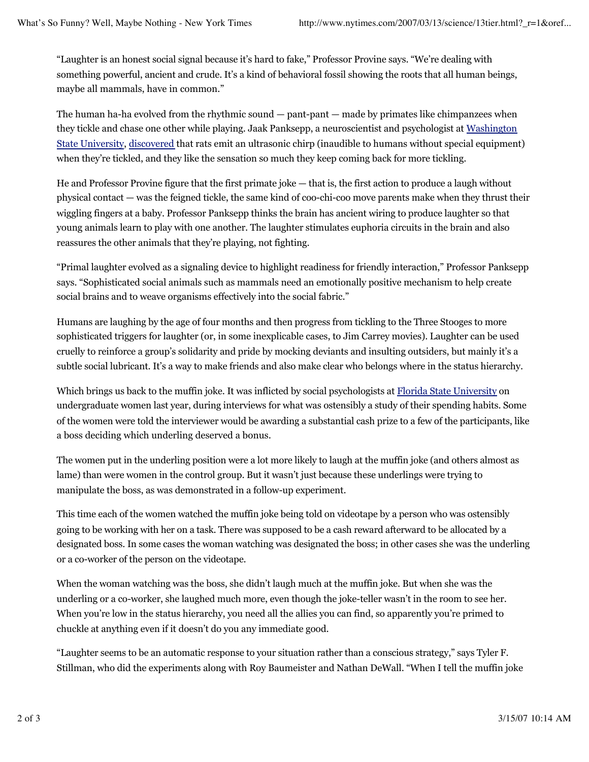"Laughter is an honest social signal because it's hard to fake," Professor Provine says. "We're dealing with something powerful, ancient and crude. It's a kind of behavioral fossil showing the roots that all human beings, maybe all mammals, have in common."

The human ha-ha evolved from the rhythmic sound — pant-pant — made by primates like chimpanzees when they tickle and chase one other while playing. Jaak Panksepp, a neuroscientist and psychologist at Washington State University, discovered that rats emit an ultrasonic chirp (inaudible to humans without special equipment) when they're tickled, and they like the sensation so much they keep coming back for more tickling.

He and Professor Provine figure that the first primate joke — that is, the first action to produce a laugh without physical contact — was the feigned tickle, the same kind of coo-chi-coo move parents make when they thrust their wiggling fingers at a baby. Professor Panksepp thinks the brain has ancient wiring to produce laughter so that young animals learn to play with one another. The laughter stimulates euphoria circuits in the brain and also reassures the other animals that they're playing, not fighting.

"Primal laughter evolved as a signaling device to highlight readiness for friendly interaction," Professor Panksepp says. "Sophisticated social animals such as mammals need an emotionally positive mechanism to help create social brains and to weave organisms effectively into the social fabric."

Humans are laughing by the age of four months and then progress from tickling to the Three Stooges to more sophisticated triggers for laughter (or, in some inexplicable cases, to Jim Carrey movies). Laughter can be used cruelly to reinforce a group's solidarity and pride by mocking deviants and insulting outsiders, but mainly it's a subtle social lubricant. It's a way to make friends and also make clear who belongs where in the status hierarchy.

Which brings us back to the muffin joke. It was inflicted by social psychologists at Florida State University on undergraduate women last year, during interviews for what was ostensibly a study of their spending habits. Some of the women were told the interviewer would be awarding a substantial cash prize to a few of the participants, like a boss deciding which underling deserved a bonus.

The women put in the underling position were a lot more likely to laugh at the muffin joke (and others almost as lame) than were women in the control group. But it wasn't just because these underlings were trying to manipulate the boss, as was demonstrated in a follow-up experiment.

This time each of the women watched the muffin joke being told on videotape by a person who was ostensibly going to be working with her on a task. There was supposed to be a cash reward afterward to be allocated by a designated boss. In some cases the woman watching was designated the boss; in other cases she was the underling or a co-worker of the person on the videotape.

When the woman watching was the boss, she didn't laugh much at the muffin joke. But when she was the underling or a co-worker, she laughed much more, even though the joke-teller wasn't in the room to see her. When you're low in the status hierarchy, you need all the allies you can find, so apparently you're primed to chuckle at anything even if it doesn't do you any immediate good.

"Laughter seems to be an automatic response to your situation rather than a conscious strategy," says Tyler F. Stillman, who did the experiments along with Roy Baumeister and Nathan DeWall. "When I tell the muffin joke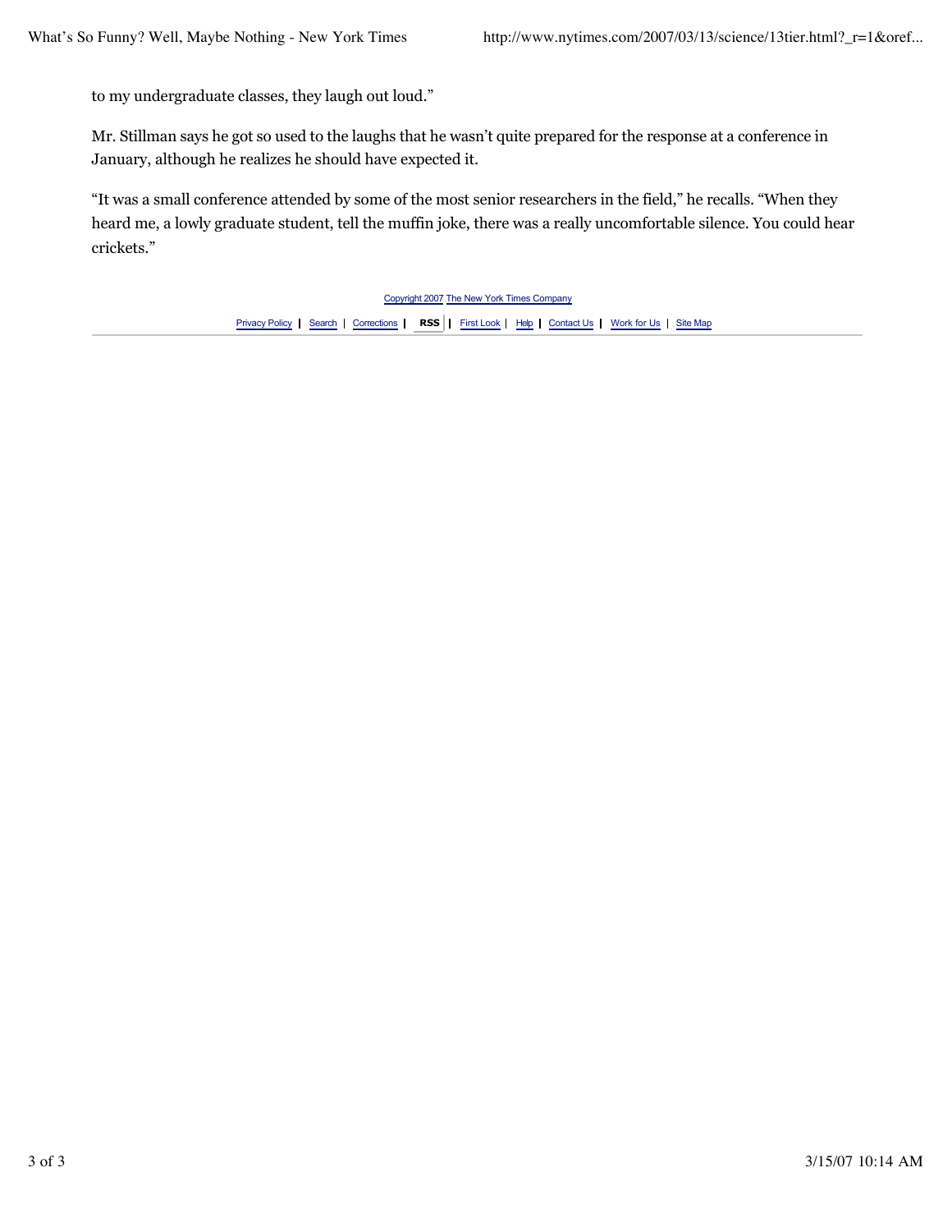to my undergraduate classes, they laugh out loud."

Mr. Stillman says he got so used to the laughs that he wasn't quite prepared for the response at a conference in January, although he realizes he should have expected it.

"It was a small conference attended by some of the most senior researchers in the field," he recalls. "When they heard me, a lowly graduate student, tell the muffin joke, there was a really uncomfortable silence. You could hear crickets."

Copyright 2007 The New York Times Company

Privacy Policy | Search | Corrections | RSS | First Look | Help | Contact Us | Work for Us | Site Map